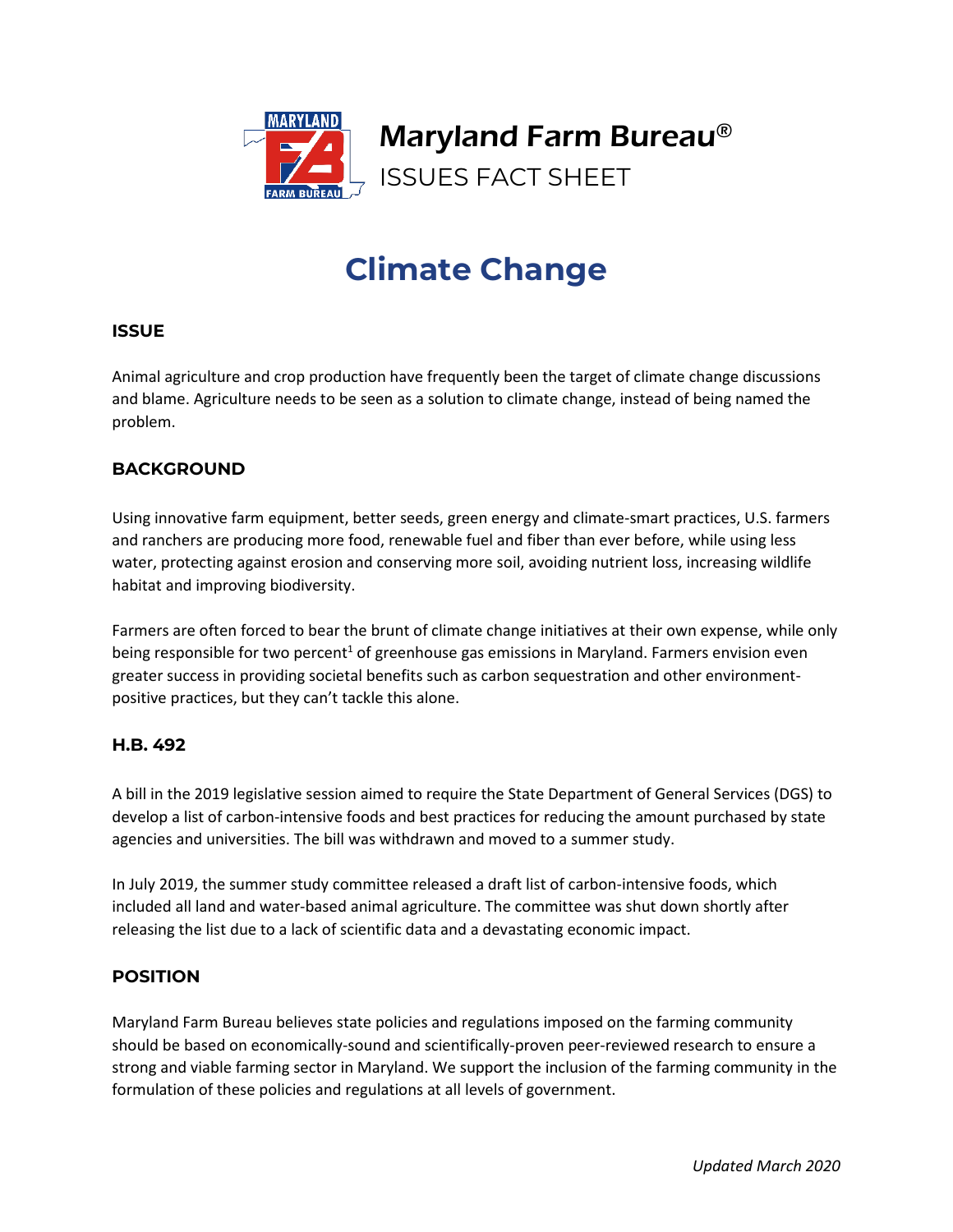Maryland Farm Bureau®

ISSUES FACT SHEET

# Climate Change

## ISSUE

Animal agriculture and crop production have frequently been the target of climate change discussions and blame. Agriculture needs to be seen as a solution to climate change, instead of being named the problem.

## BACKGROUND

Using innovative farm equipment, better seeds, green energy and climate-smart practices, U.S. farmers and ranchers are producing more food, renewable fuel and fiber than ever before, while using less water, protecting against erosion and conserving more soil, avoiding nutrient loss, increasing wildlife habitat and improving biodiversity.

Farmers are often forced to bear the brunt of climate change initiatives at their own expense, while only being responsible for two percent[1] of greenhouse gas emissions in Maryland. Farmers envision even greater success in providing societal benefits such as carbon sequestration and other environment-positive practices, but they can't tackle this alone.

## H.B. 492

A bill in the 2019 legislative session aimed to require the State Department of General Services (DGS) to develop a list of carbon-intensive foods and best practices for reducing the amount purchased by state agencies and universities. The bill was withdrawn and moved to a summer study.

In July 2019, the summer study committee released a draft list of carbon-intensive foods, which included all land and water-based animal agriculture. The committee was shut down shortly after releasing the list due to a lack of scientific data and a devastating economic impact.

## POSITION

Maryland Farm Bureau believes state policies and regulations imposed on the farming community should be based on economically-sound and scientifically-proven peer-reviewed research to ensure a strong and viable farming sector in Maryland. We support the inclusion of the farming community in the formulation of these policies and regulations at all levels of government.

*Updated March 2020*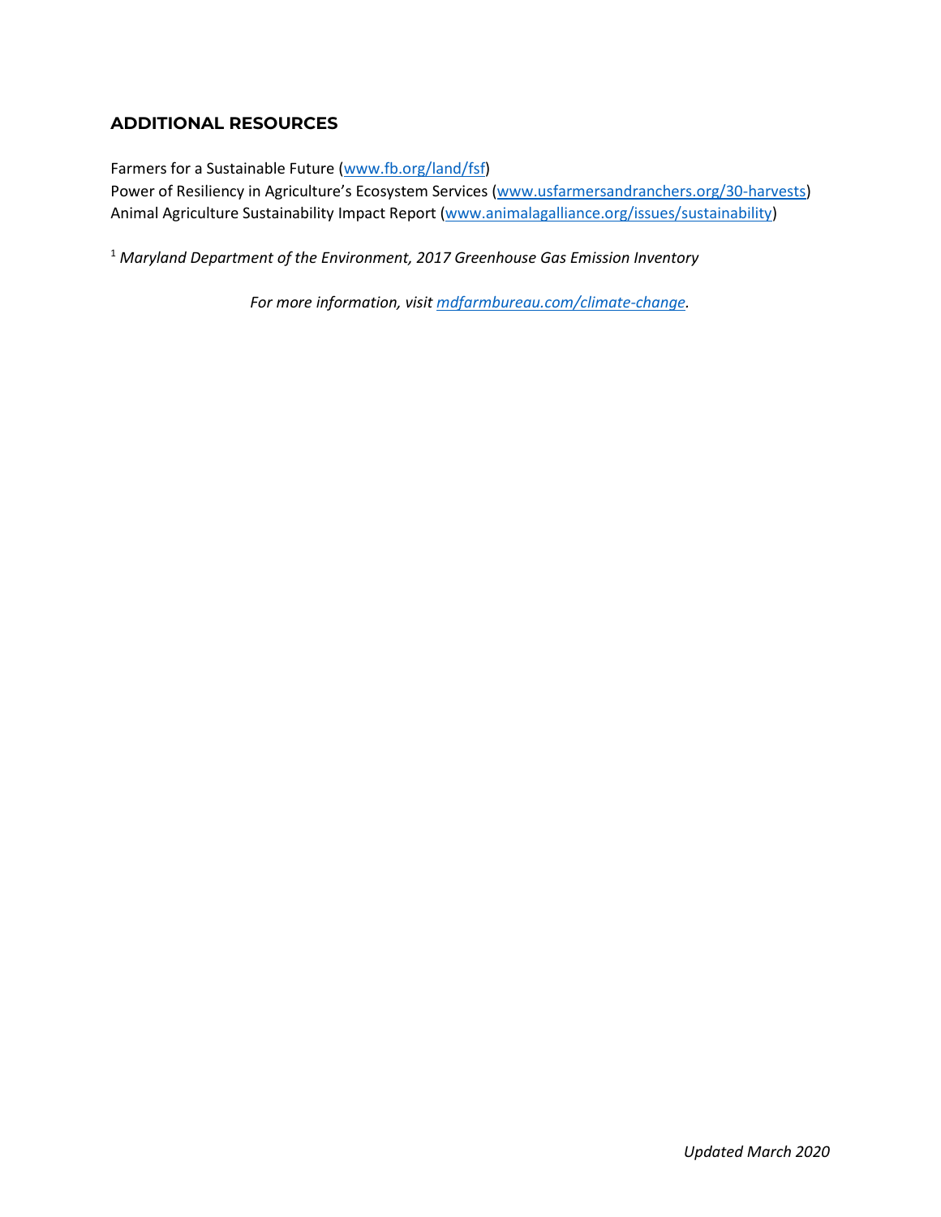## ADDITIONAL RESOURCES

Farmers for a Sustainable Future (www.fb.org/land/fsf)
Power of Resiliency in Agriculture's Ecosystem Services (www.usfarmersandranchers.org/30-harvests)
Animal Agriculture Sustainability Impact Report (www.animalagalliance.org/issues/sustainability)

[1] *Maryland Department of the Environment, 2017 Greenhouse Gas Emission Inventory*

*For more information, visit mdfarmbureau.com/climate-change.*

*Updated March 2020*